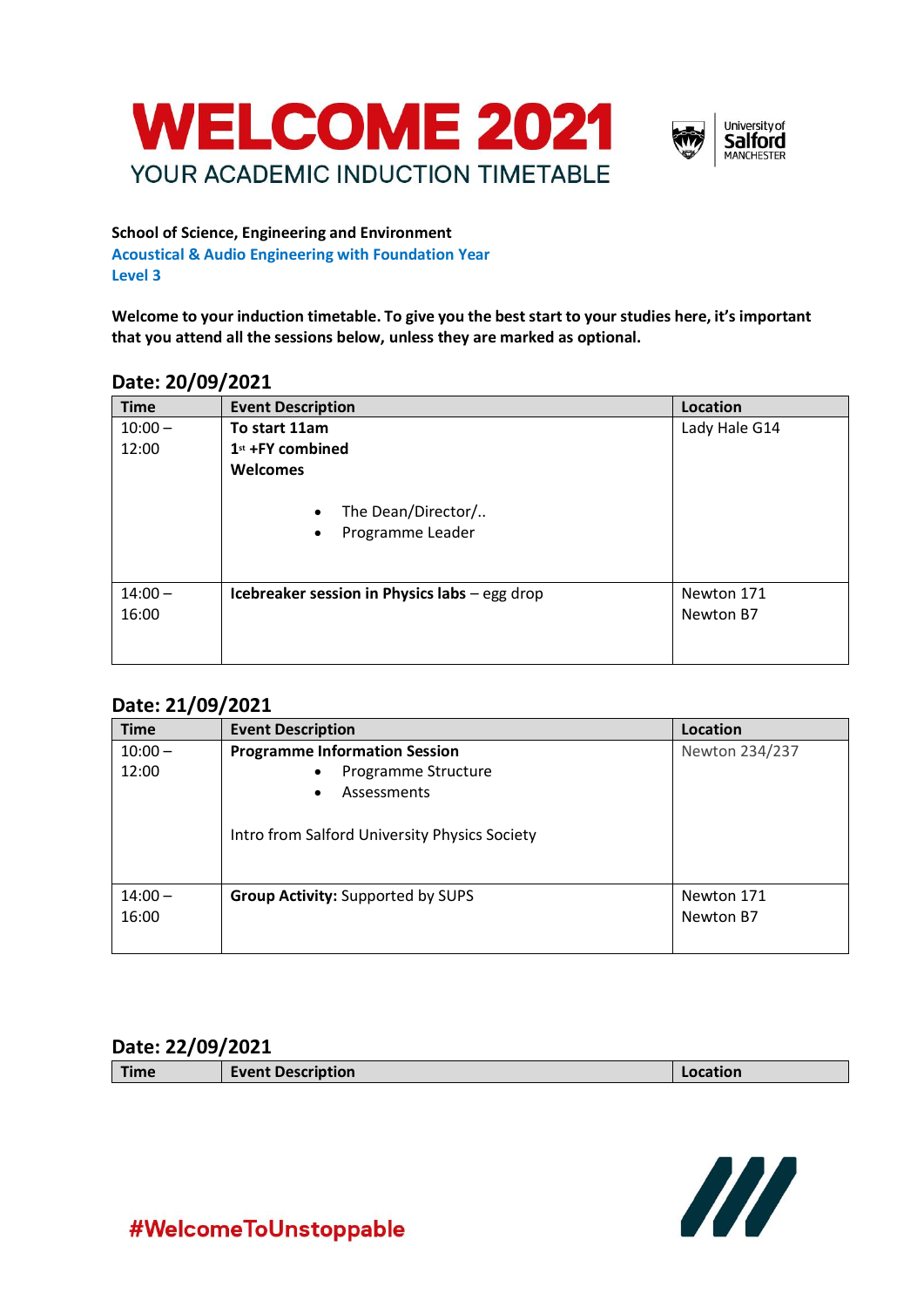# WELCOME 2021

## YOUR ACADEMIC INDUCTION TIMETABLE

**School of Science, Engineering and Environment**
**Acoustical & Audio Engineering with Foundation Year**
**Level 3**

**Welcome to your induction timetable. To give you the best start to your studies here, it's important that you attend all the sessions below, unless they are marked as optional.**

### Date: 20/09/2021

| Time | Event Description | Location |
|---|---|---|
| 10:00 – 12:00 | **To start 11am**<br>**1st +FY combined**<br>**Welcomes**<br>• The Dean/Director/..<br>• Programme Leader | Lady Hale G14 |
| 14:00 – 16:00 | **Icebreaker session in Physics labs** – egg drop | Newton 171<br>Newton B7 |

### Date: 21/09/2021

| Time | Event Description | Location |
|---|---|---|
| 10:00 – 12:00 | **Programme Information Session**<br>• Programme Structure<br>• Assessments<br><br>Intro from Salford University Physics Society | Newton 234/237 |
| 14:00 – 16:00 | **Group Activity:** Supported by SUPS | Newton 171<br>Newton B7 |

### Date: 22/09/2021

| Time | Event Description | Location |
|---|---|---|

#WelcomeToUnstoppable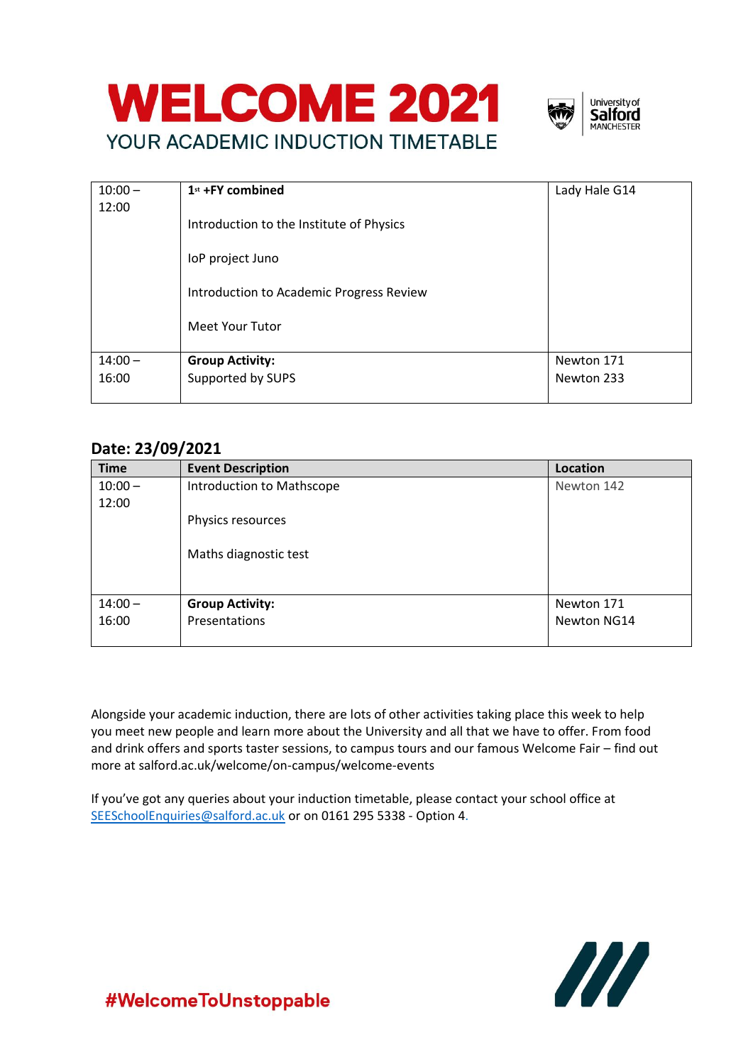# WELCOME 2021

## YOUR ACADEMIC INDUCTION TIMETABLE

| | | |
|---|---|---|
| 10:00 – 12:00 | **1st +FY combined**<br><br>Introduction to the Institute of Physics<br><br>IoP project Juno<br><br>Introduction to Academic Progress Review<br><br>Meet Your Tutor | Lady Hale G14 |
| 14:00 – 16:00 | **Group Activity:**<br>Supported by SUPS | Newton 171<br>Newton 233 |

### Date: 23/09/2021

| Time | Event Description | Location |
|---|---|---|
| 10:00 – 12:00 | Introduction to Mathscope<br><br>Physics resources<br><br>Maths diagnostic test | Newton 142 |
| 14:00 – 16:00 | **Group Activity:**<br>Presentations | Newton 171<br>Newton NG14 |

Alongside your academic induction, there are lots of other activities taking place this week to help you meet new people and learn more about the University and all that we have to offer. From food and drink offers and sports taster sessions, to campus tours and our famous Welcome Fair – find out more at salford.ac.uk/welcome/on-campus/welcome-events

If you've got any queries about your induction timetable, please contact your school office at SEESchoolEnquiries@salford.ac.uk or on 0161 295 5338 - Option 4.

#WelcomeToUnstoppable